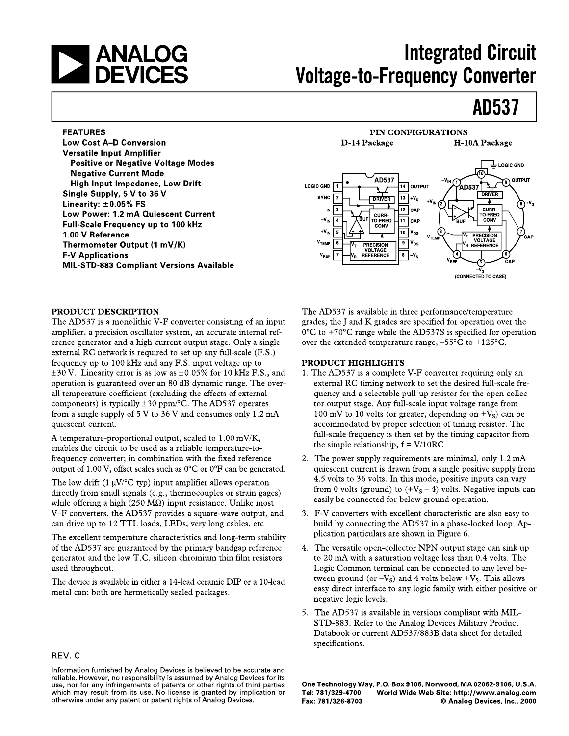# Integrated Circuit Voltage-to-Frequency Converter

# AD537

## FEATURES

**Low Cost A–D Conversion**
**Versatile Input Amplifier**
- **Positive or Negative Voltage Modes**
- **Negative Current Mode**
- **High Input Impedance, Low Drift**

**Single Supply, 5 V to 36 V**
**Linearity: ±0.05% FS**
**Low Power: 1.2 mA Quiescent Current**
**Full-Scale Frequency up to 100 kHz**
**1.00 V Reference**
**Thermometer Output (1 mV/K)**
**F-V Applications**
**MIL-STD-883 Compliant Versions Available**

## PIN CONFIGURATIONS

**D-14 Package**

| Pin | Name | Pin | Name |
|---|---|---|---|
| 1 | LOGIC GND | 14 | OUTPUT |
| 2 | SYNC | 13 | $+V_S$ |
| 3 | $I_{IN}$ | 12 | CAP |
| 4 | $-V_{IN}$ | 11 | CAP |
| 5 | $+V_{IN}$ | 10 | $V_{OS}$ |
| 6 | $V_{TEMP}$ | 9 | $V_{OS}$ |
| 7 | $V_{REF}$ | 8 | $-V_S$ |

**H-10A Package**

| Pin | Name |
|---|---|
| 1 | $-V_{IN}$ |
| 2 | $+V_{IN}$ |
| 3 | $V_{TEMP}$ |
| 4 | $V_{REF}$ |
| 5 | $-V_S$ (CONNECTED TO CASE) |
| 6 | CAP |
| 7 | CAP |
| 8 | $+V_S$ |
| 9 | OUTPUT |
| 10 | LOGIC GND |

## PRODUCT DESCRIPTION

The AD537 is a monolithic V-F converter consisting of an input amplifier, a precision oscillator system, an accurate internal reference generator and a high current output stage. Only a single external RC network is required to set up any full-scale (F.S.) frequency up to 100 kHz and any F.S. input voltage up to ±30 V. Linearity error is as low as ±0.05% for 10 kHz F.S., and operation is guaranteed over an 80 dB dynamic range. The overall temperature coefficient (excluding the effects of external components) is typically ±30 ppm/°C. The AD537 operates from a single supply of 5 V to 36 V and consumes only 1.2 mA quiescent current.

A temperature-proportional output, scaled to 1.00 mV/K, enables the circuit to be used as a reliable temperature-to-frequency converter; in combination with the fixed reference output of 1.00 V, offset scales such as 0°C or 0°F can be generated.

The low drift (1 µV/°C typ) input amplifier allows operation directly from small signals (e.g., thermocouples or strain gages) while offering a high (250 MΩ) input resistance. Unlike most V–F converters, the AD537 provides a square-wave output, and can drive up to 12 TTL loads, LEDs, very long cables, etc.

The excellent temperature characteristics and long-term stability of the AD537 are guaranteed by the primary bandgap reference generator and the low T.C. silicon chromium thin film resistors used throughout.

The device is available in either a 14-lead ceramic DIP or a 10-lead metal can; both are hermetically sealed packages.

The AD537 is available in three performance/temperature grades; the J and K grades are specified for operation over the 0°C to +70°C range while the AD537S is specified for operation over the extended temperature range, –55°C to +125°C.

## PRODUCT HIGHLIGHTS

1. The AD537 is a complete V-F converter requiring only an external RC timing network to set the desired full-scale frequency and a selectable pull-up resistor for the open collector output stage. Any full-scale input voltage range from 100 mV to 10 volts (or greater, depending on $+V_S$) can be accommodated by proper selection of timing resistor. The full-scale frequency is then set by the timing capacitor from the simple relationship, $f = V/10RC$.
2. The power supply requirements are minimal, only 1.2 mA quiescent current is drawn from a single positive supply from 4.5 volts to 36 volts. In this mode, positive inputs can vary from 0 volts (ground) to $(+V_S – 4)$ volts. Negative inputs can easily be connected for below ground operation.
3. F-V converters with excellent characteristic are also easy to build by connecting the AD537 in a phase-locked loop. Application particulars are shown in Figure 6.
4. The versatile open-collector NPN output stage can sink up to 20 mA with a saturation voltage less than 0.4 volts. The Logic Common terminal can be connected to any level between ground (or $–V_S$) and 4 volts below $+V_S$. This allows easy direct interface to any logic family with either positive or negative logic levels.
5. The AD537 is available in versions compliant with MIL-STD-883. Refer to the Analog Devices Military Product Databook or current AD537/883B data sheet for detailed specifications.

REV. C

Information furnished by Analog Devices is believed to be accurate and reliable. However, no responsibility is assumed by Analog Devices for its use, nor for any infringements of patents or other rights of third parties which may result from its use. No license is granted by implication or otherwise under any patent or patent rights of Analog Devices.

One Technology Way, P.O. Box 9106, Norwood, MA 02062-9106, U.S.A.
Tel: 781/329-4700 World Wide Web Site: http://www.analog.com
Fax: 781/326-8703 © Analog Devices, Inc., 2000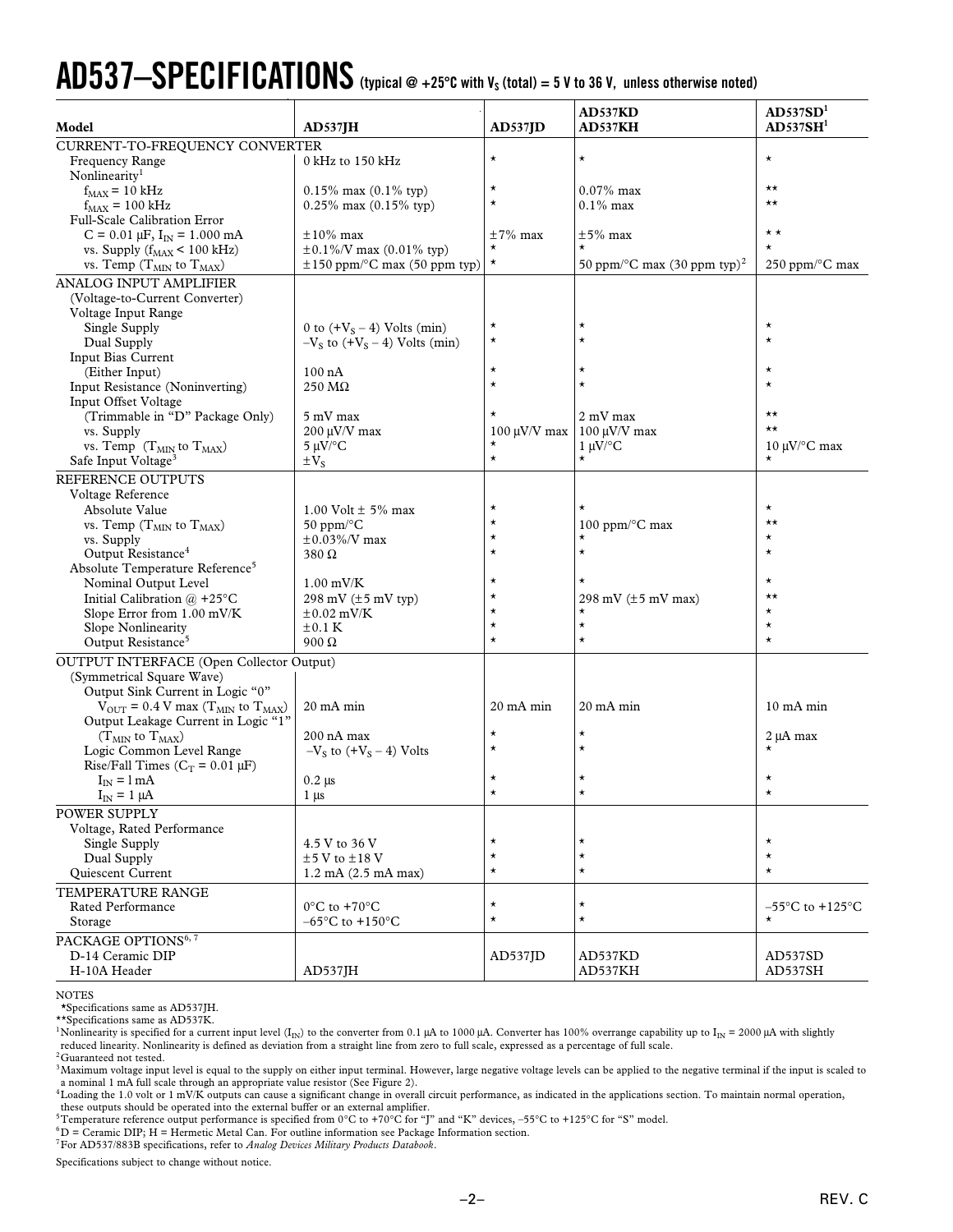# AD537–SPECIFICATIONS (typical @ +25°C with $V_S$ (total) = 5 V to 36 V, unless otherwise noted)

| Model | AD537JH | AD537JD | AD537KD AD537KH | AD537SD[1] AD537SH[1] |
|---|---|---|---|---|
| CURRENT-TO-FREQUENCY CONVERTER | | | | |
| Frequency Range | 0 kHz to 150 kHz | * | * | * |
| Nonlinearity[1] | | | | |
| $f_{MAX}$ = 10 kHz | 0.15% max (0.1% typ) | * | 0.07% max | ** |
| $f_{MAX}$ = 100 kHz | 0.25% max (0.15% typ) | * | 0.1% max | ** |
| Full-Scale Calibration Error | | | | |
| C = 0.01 µF, $I_{IN}$ = 1.000 mA | ±10% max | ±7% max | ±5% max | ** |
| vs. Supply ($f_{MAX}$ < 100 kHz) | ±0.1%/V max (0.01% typ) | * | * | * |
| vs. Temp ($T_{MIN}$ to $T_{MAX}$) | ±150 ppm/°C max (50 ppm typ) | * | 50 ppm/°C max (30 ppm typ)[2] | 250 ppm/°C max |
| ANALOG INPUT AMPLIFIER | | | | |
| (Voltage-to-Current Converter) | | | | |
| Voltage Input Range | | | | |
| Single Supply | 0 to ($+V_S$ – 4) Volts (min) | * | * | * |
| Dual Supply | $–V_S$ to ($+V_S$ – 4) Volts (min) | * | * | * |
| Input Bias Current | | | | |
| (Either Input) | 100 nA | * | * | * |
| Input Resistance (Noninverting) | 250 MΩ | * | * | * |
| Input Offset Voltage | | | | |
| (Trimmable in "D" Package Only) | 5 mV max | * | 2 mV max | ** |
| vs. Supply | 200 µV/V max | 100 µV/V max | 100 µV/V max | ** |
| vs. Temp ($T_{MIN}$ to $T_{MAX}$) | 5 µV/°C | * | 1 µV/°C | 10 µV/°C max |
| Safe Input Voltage[3] | ±$V_S$ | * | * | * |
| REFERENCE OUTPUTS | | | | |
| Voltage Reference | | | | |
| Absolute Value | 1.00 Volt ± 5% max | * | * | * |
| vs. Temp ($T_{MIN}$ to $T_{MAX}$) | 50 ppm/°C | * | 100 ppm/°C max | ** |
| vs. Supply | ±0.03%/V max | * | * | * |
| Output Resistance[4] | 380 Ω | * | * | * |
| Absolute Temperature Reference[5] | | | | |
| Nominal Output Level | 1.00 mV/K | * | * | * |
| Initial Calibration @ +25°C | 298 mV (±5 mV typ) | * | 298 mV (±5 mV max) | ** |
| Slope Error from 1.00 mV/K | ±0.02 mV/K | * | * | * |
| Slope Nonlinearity | ±0.1 K | * | * | * |
| Output Resistance[5] | 900 Ω | * | * | * |
| OUTPUT INTERFACE (Open Collector Output) | | | | |
| (Symmetrical Square Wave) | | | | |
| Output Sink Current in Logic "0" | | | | |
| $V_{OUT}$ = 0.4 V max ($T_{MIN}$ to $T_{MAX}$) | 20 mA min | 20 mA min | 20 mA min | 10 mA min |
| Output Leakage Current in Logic "1" | | | | |
| ($T_{MIN}$ to $T_{MAX}$) | 200 nA max | * | * | 2 µA max |
| Logic Common Level Range | $–V_S$ to ($+V_S$ – 4) Volts | * | * | * |
| Rise/Fall Times ($C_T$ = 0.01 µF) | | | | |
| $I_{IN}$ = 1 mA | 0.2 µs | * | * | * |
| $I_{IN}$ = 1 µA | 1 µs | * | * | * |
| POWER SUPPLY | | | | |
| Voltage, Rated Performance | | | | |
| Single Supply | 4.5 V to 36 V | * | * | * |
| Dual Supply | ±5 V to ±18 V | * | * | * |
| Quiescent Current | 1.2 mA (2.5 mA max) | * | * | * |
| TEMPERATURE RANGE | | | | |
| Rated Performance | 0°C to +70°C | * | * | –55°C to +125°C |
| Storage | –65°C to +150°C | * | * | * |
| PACKAGE OPTIONS[6, 7] | | | | |
| D-14 Ceramic DIP | | AD537JD | AD537KD | AD537SD |
| H-10A Header | AD537JH | | AD537KH | AD537SH |

NOTES

*Specifications same as AD537JH.

**Specifications same as AD537K.

[1]Nonlinearity is specified for a current input level ($I_{IN}$) to the converter from 0.1 µA to 1000 µA. Converter has 100% overrange capability up to $I_{IN}$ = 2000 µA with slightly reduced linearity. Nonlinearity is defined as deviation from a straight line from zero to full scale, expressed as a percentage of full scale.

[2]Guaranteed not tested.

[3]Maximum voltage input level is equal to the supply on either input terminal. However, large negative voltage levels can be applied to the negative terminal if the input is scaled to a nominal 1 mA full scale through an appropriate value resistor (See Figure 2).

[4]Loading the 1.0 volt or 1 mV/K outputs can cause a significant change in overall circuit performance, as indicated in the applications section. To maintain normal operation, these outputs should be operated into the external buffer or an external amplifier.

[5]Temperature reference output performance is specified from 0°C to +70°C for "J" and "K" devices, –55°C to +125°C for "S" model.

[6]D = Ceramic DIP; H = Hermetic Metal Can. For outline information see Package Information section.

[7]For AD537/883B specifications, refer to *Analog Devices Military Products Databook*.

Specifications subject to change without notice.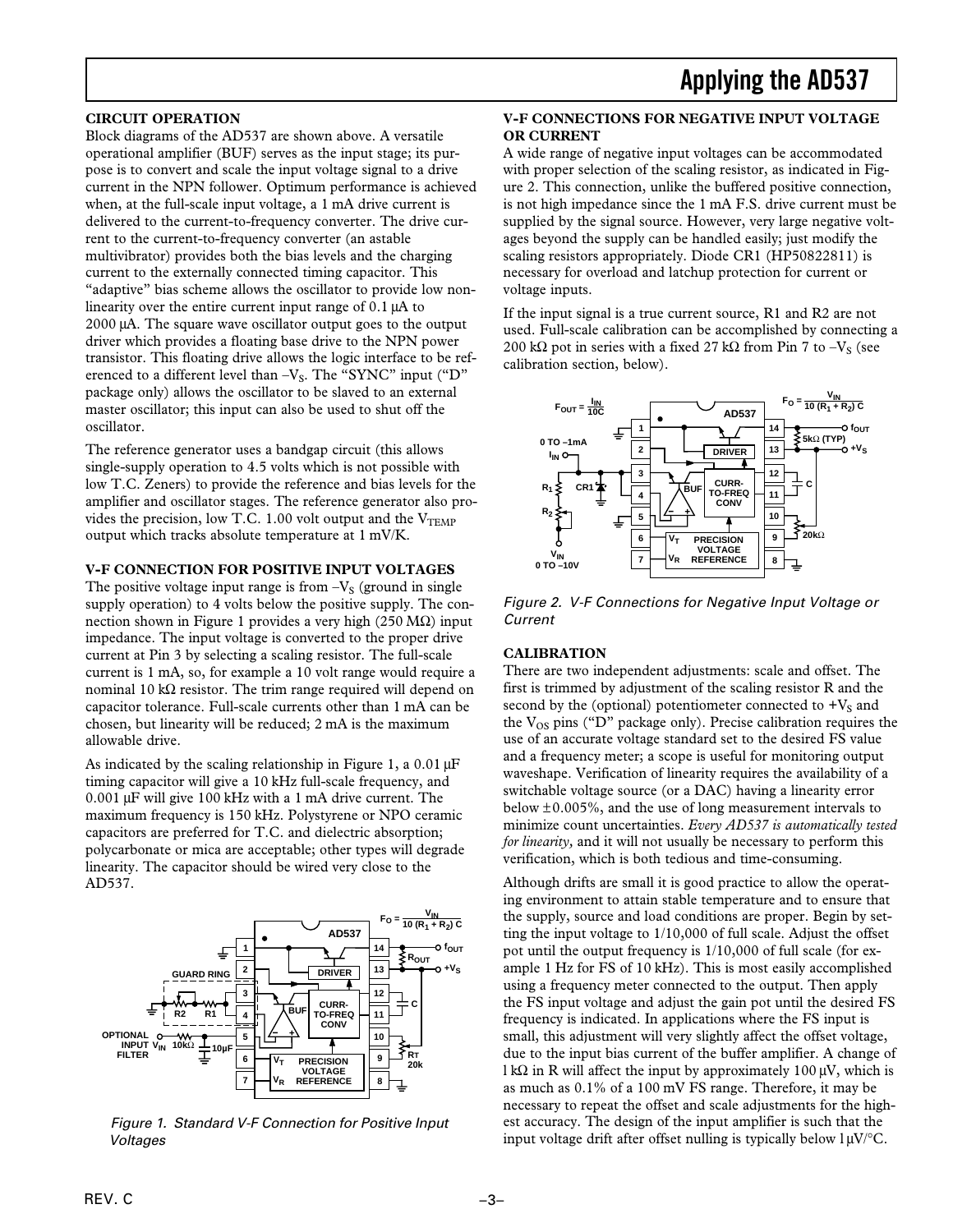# Applying the AD537

## CIRCUIT OPERATION

Block diagrams of the AD537 are shown above. A versatile operational amplifier (BUF) serves as the input stage; its purpose is to convert and scale the input voltage signal to a drive current in the NPN follower. Optimum performance is achieved when, at the full-scale input voltage, a 1 mA drive current is delivered to the current-to-frequency converter. The drive current to the current-to-frequency converter (an astable multivibrator) provides both the bias levels and the charging current to the externally connected timing capacitor. This "adaptive" bias scheme allows the oscillator to provide low nonlinearity over the entire current input range of 0.1 µA to 2000 µA. The square wave oscillator output goes to the output driver which provides a floating base drive to the NPN power transistor. This floating drive allows the logic interface to be referenced to a different level than $-V_S$. The "SYNC" input ("D" package only) allows the oscillator to be slaved to an external master oscillator; this input can also be used to shut off the oscillator.

The reference generator uses a bandgap circuit (this allows single-supply operation to 4.5 volts which is not possible with low T.C. Zeners) to provide the reference and bias levels for the amplifier and oscillator stages. The reference generator also provides the precision, low T.C. 1.00 volt output and the $V_{TEMP}$ output which tracks absolute temperature at 1 mV/K.

## V-F CONNECTION FOR POSITIVE INPUT VOLTAGES

The positive voltage input range is from $-V_S$ (ground in single supply operation) to 4 volts below the positive supply. The connection shown in Figure 1 provides a very high (250 MΩ) input impedance. The input voltage is converted to the proper drive current at Pin 3 by selecting a scaling resistor. The full-scale current is 1 mA, so, for example a 10 volt range would require a nominal 10 kΩ resistor. The trim range required will depend on capacitor tolerance. Full-scale currents other than 1 mA can be chosen, but linearity will be reduced; 2 mA is the maximum allowable drive.

As indicated by the scaling relationship in Figure 1, a 0.01 µF timing capacitor will give a 10 kHz full-scale frequency, and 0.001 µF will give 100 kHz with a 1 mA drive current. The maximum frequency is 150 kHz. Polystyrene or NPO ceramic capacitors are preferred for T.C. and dielectric absorption; polycarbonate or mica are acceptable; other types will degrade linearity. The capacitor should be wired very close to the AD537.

$$F_O = \frac{V_{IN}}{10\,(R_1 + R_2)\,C}$$

Figure 1. Standard V-F Connection for Positive Input Voltages

## V-F CONNECTIONS FOR NEGATIVE INPUT VOLTAGE OR CURRENT

A wide range of negative input voltages can be accommodated with proper selection of the scaling resistor, as indicated in Figure 2. This connection, unlike the buffered positive connection, is not high impedance since the 1 mA F.S. drive current must be supplied by the signal source. However, very large negative voltages beyond the supply can be handled easily; just modify the scaling resistors appropriately. Diode CR1 (HP50822811) is necessary for overload and latchup protection for current or voltage inputs.

If the input signal is a true current source, R1 and R2 are not used. Full-scale calibration can be accomplished by connecting a 200 kΩ pot in series with a fixed 27 kΩ from Pin 7 to $-V_S$ (see calibration section, below).

$$F_{OUT} = \frac{I_{IN}}{10C} \qquad F_O = \frac{V_{IN}}{10\,(R_1 + R_2)\,C}$$

Figure 2. V-F Connections for Negative Input Voltage or Current

## CALIBRATION

There are two independent adjustments: scale and offset. The first is trimmed by adjustment of the scaling resistor R and the second by the (optional) potentiometer connected to $+V_S$ and the $V_{OS}$ pins ("D" package only). Precise calibration requires the use of an accurate voltage standard set to the desired FS value and a frequency meter; a scope is useful for monitoring output waveshape. Verification of linearity requires the availability of a switchable voltage source (or a DAC) having a linearity error below ±0.005%, and the use of long measurement intervals to minimize count uncertainties. *Every AD537 is automatically tested for linearity,* and it will not usually be necessary to perform this verification, which is both tedious and time-consuming.

Although drifts are small it is good practice to allow the operating environment to attain stable temperature and to ensure that the supply, source and load conditions are proper. Begin by setting the input voltage to 1/10,000 of full scale. Adjust the offset pot until the output frequency is 1/10,000 of full scale (for example 1 Hz for FS of 10 kHz). This is most easily accomplished using a frequency meter connected to the output. Then apply the FS input voltage and adjust the gain pot until the desired FS frequency is indicated. In applications where the FS input is small, this adjustment will very slightly affect the offset voltage, due to the input bias current of the buffer amplifier. A change of 1 kΩ in R will affect the input by approximately 100 µV, which is as much as 0.1% of a 100 mV FS range. Therefore, it may be necessary to repeat the offset and scale adjustments for the highest accuracy. The design of the input amplifier is such that the input voltage drift after offset nulling is typically below 1 µV/°C.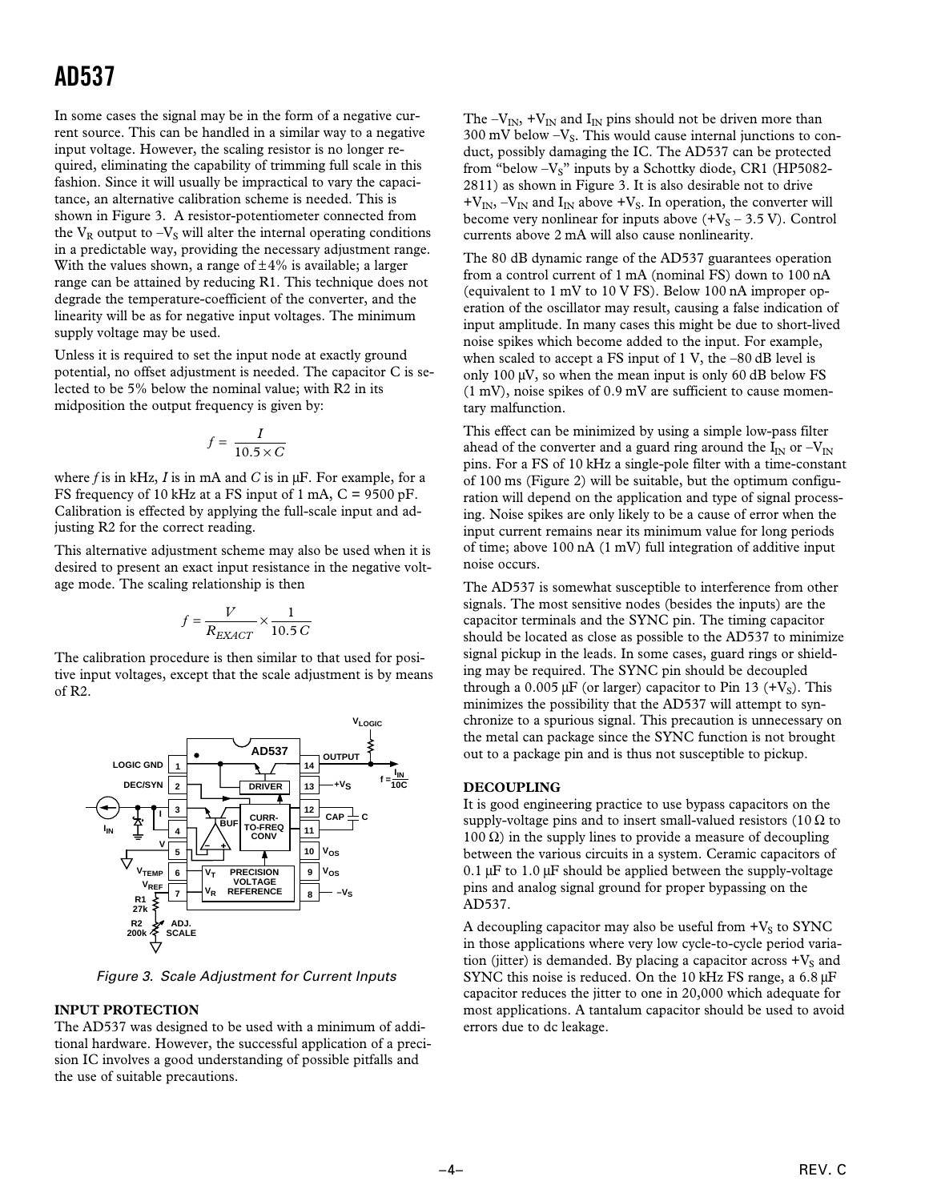In some cases the signal may be in the form of a negative current source. This can be handled in a similar way to a negative input voltage. However, the scaling resistor is no longer required, eliminating the capability of trimming full scale in this fashion. Since it will usually be impractical to vary the capacitance, an alternative calibration scheme is needed. This is shown in Figure 3. A resistor-potentiometer connected from the $V_R$ output to $-V_S$ will alter the internal operating conditions in a predictable way, providing the necessary adjustment range. With the values shown, a range of ±4% is available; a larger range can be attained by reducing R1. This technique does not degrade the temperature-coefficient of the converter, and the linearity will be as for negative input voltages. The minimum supply voltage may be used.

Unless it is required to set the input node at exactly ground potential, no offset adjustment is needed. The capacitor C is selected to be 5% below the nominal value; with R2 in its midposition the output frequency is given by:

$$f = \frac{I}{10.5 \times C}$$

where $f$ is in kHz, $I$ is in mA and $C$ is in µF. For example, for a FS frequency of 10 kHz at a FS input of 1 mA, C = 9500 pF. Calibration is effected by applying the full-scale input and adjusting R2 for the correct reading.

This alternative adjustment scheme may also be used when it is desired to present an exact input resistance in the negative voltage mode. The scaling relationship is then

$$f = \frac{V}{R_{EXACT}} \times \frac{1}{10.5\,C}$$

The calibration procedure is then similar to that used for positive input voltages, except that the scale adjustment is by means of R2.

*Figure 3. Scale Adjustment for Current Inputs*

## INPUT PROTECTION

The AD537 was designed to be used with a minimum of additional hardware. However, the successful application of a precision IC involves a good understanding of possible pitfalls and the use of suitable precautions.

The $-V_{IN}$, $+V_{IN}$ and $I_{IN}$ pins should not be driven more than 300 mV below $-V_S$. This would cause internal junctions to conduct, possibly damaging the IC. The AD537 can be protected from "below $-V_S$" inputs by a Schottky diode, CR1 (HP5082-2811) as shown in Figure 3. It is also desirable not to drive $+V_{IN}$, $-V_{IN}$ and $I_{IN}$ above $+V_S$. In operation, the converter will become very nonlinear for inputs above ($+V_S$ – 3.5 V). Control currents above 2 mA will also cause nonlinearity.

The 80 dB dynamic range of the AD537 guarantees operation from a control current of 1 mA (nominal FS) down to 100 nA (equivalent to 1 mV to 10 V FS). Below 100 nA improper operation of the oscillator may result, causing a false indication of input amplitude. In many cases this might be due to short-lived noise spikes which become added to the input. For example, when scaled to accept a FS input of 1 V, the –80 dB level is only 100 µV, so when the mean input is only 60 dB below FS (1 mV), noise spikes of 0.9 mV are sufficient to cause momentary malfunction.

This effect can be minimized by using a simple low-pass filter ahead of the converter and a guard ring around the $I_{IN}$ or $-V_{IN}$ pins. For a FS of 10 kHz a single-pole filter with a time-constant of 100 ms (Figure 2) will be suitable, but the optimum configuration will depend on the application and type of signal processing. Noise spikes are only likely to be a cause of error when the input current remains near its minimum value for long periods of time; above 100 nA (1 mV) full integration of additive input noise occurs.

The AD537 is somewhat susceptible to interference from other signals. The most sensitive nodes (besides the inputs) are the capacitor terminals and the SYNC pin. The timing capacitor should be located as close as possible to the AD537 to minimize signal pickup in the leads. In some cases, guard rings or shielding may be required. The SYNC pin should be decoupled through a 0.005 µF (or larger) capacitor to Pin 13 ($+V_S$). This minimizes the possibility that the AD537 will attempt to synchronize to a spurious signal. This precaution is unnecessary on the metal can package since the SYNC function is not brought out to a package pin and is thus not susceptible to pickup.

## DECOUPLING

It is good engineering practice to use bypass capacitors on the supply-voltage pins and to insert small-valued resistors (10 Ω to 100 Ω) in the supply lines to provide a measure of decoupling between the various circuits in a system. Ceramic capacitors of 0.1 µF to 1.0 µF should be applied between the supply-voltage pins and analog signal ground for proper bypassing on the AD537.

A decoupling capacitor may also be useful from $+V_S$ to SYNC in those applications where very low cycle-to-cycle period variation (jitter) is demanded. By placing a capacitor across $+V_S$ and SYNC this noise is reduced. On the 10 kHz FS range, a 6.8 µF capacitor reduces the jitter to one in 20,000 which adequate for most applications. A tantalum capacitor should be used to avoid errors due to dc leakage.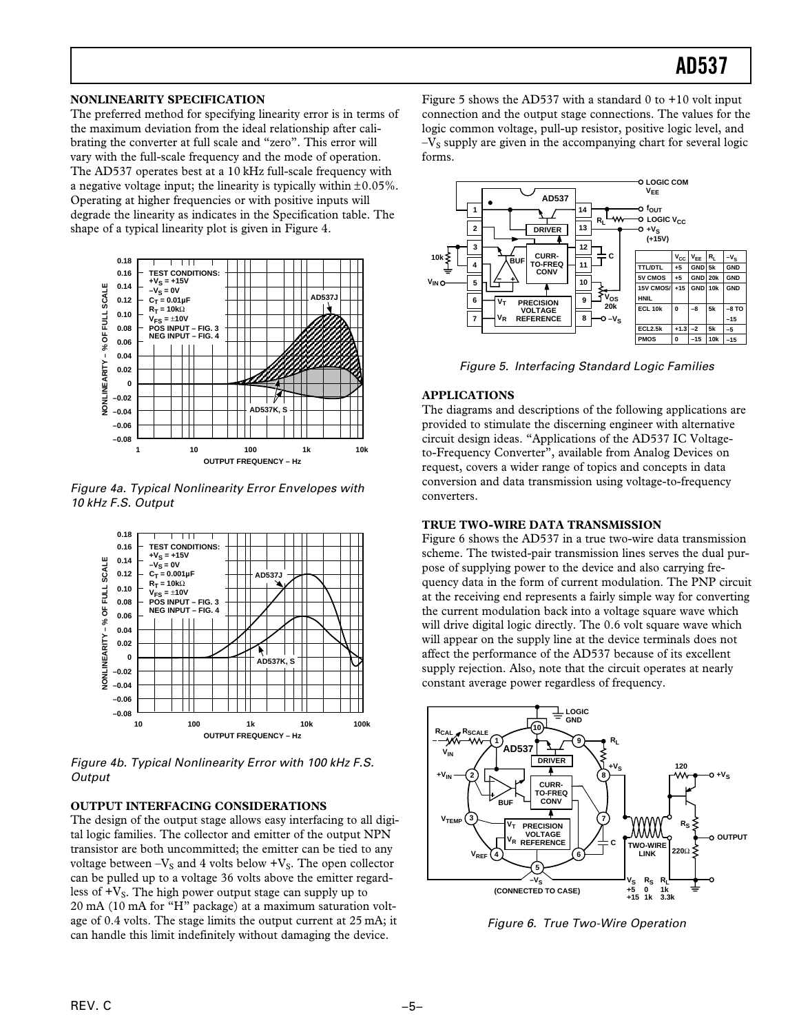### NONLINEARITY SPECIFICATION

The preferred method for specifying linearity error is in terms of the maximum deviation from the ideal relationship after calibrating the converter at full scale and "zero". This error will vary with the full-scale frequency and the mode of operation. The AD537 operates best at a 10 kHz full-scale frequency with a negative voltage input; the linearity is typically within ±0.05%. Operating at higher frequencies or with positive inputs will degrade the linearity as indicates in the Specification table. The shape of a typical linearity plot is given in Figure 4.

*Figure 4a. Typical Nonlinearity Error Envelopes with 10 kHz F.S. Output*

*Figure 4b. Typical Nonlinearity Error with 100 kHz F.S. Output*

### OUTPUT INTERFACING CONSIDERATIONS

The design of the output stage allows easy interfacing to all digital logic families. The collector and emitter of the output NPN transistor are both uncommitted; the emitter can be tied to any voltage between $-V_S$ and 4 volts below $+V_S$. The open collector can be pulled up to a voltage 36 volts above the emitter regardless of $+V_S$. The high power output stage can supply up to 20 mA (10 mA for "H" package) at a maximum saturation voltage of 0.4 volts. The stage limits the output current at 25 mA; it can handle this limit indefinitely without damaging the device.

Figure 5 shows the AD537 with a standard 0 to +10 volt input connection and the output stage connections. The values for the logic common voltage, pull-up resistor, positive logic level, and $-V_S$ supply are given in the accompanying chart for several logic forms.

| | $V_{CC}$ | $V_{EE}$ | $R_L$ | $-V_S$ |
|---|---|---|---|---|
| TTL/DTL | +5 | GND | 5k | GND |
| 5V CMOS | +5 | GND | 20k | GND |
| 15V CMOS/HNIL | +15 | GND | 10k | GND |
| ECL 10k | 0 | –8 | 5k | –8 TO –15 |
| ECL2.5k | +1.3 | –2 | 5k | –5 |
| PMOS | 0 | –15 | 10k | –15 |

*Figure 5. Interfacing Standard Logic Families*

### APPLICATIONS

The diagrams and descriptions of the following applications are provided to stimulate the discerning engineer with alternative circuit design ideas. "Applications of the AD537 IC Voltage-to-Frequency Converter", available from Analog Devices on request, covers a wider range of topics and concepts in data conversion and data transmission using voltage-to-frequency converters.

### TRUE TWO-WIRE DATA TRANSMISSION

Figure 6 shows the AD537 in a true two-wire data transmission scheme. The twisted-pair transmission lines serves the dual purpose of supplying power to the device and also carrying frequency data in the form of current modulation. The PNP circuit at the receiving end represents a fairly simple way for converting the current modulation back into a voltage square wave which will drive digital logic directly. The 0.6 volt square wave which will appear on the supply line at the device terminals does not affect the performance of the AD537 because of its excellent supply rejection. Also, note that the circuit operates at nearly constant average power regardless of frequency.

| $V_S$ | $R_S$ | $R_L$ |
|---|---|---|
| +5 | 0 | 1k |
| +15 | 1k | 3.3k |

*Figure 6. True Two-Wire Operation*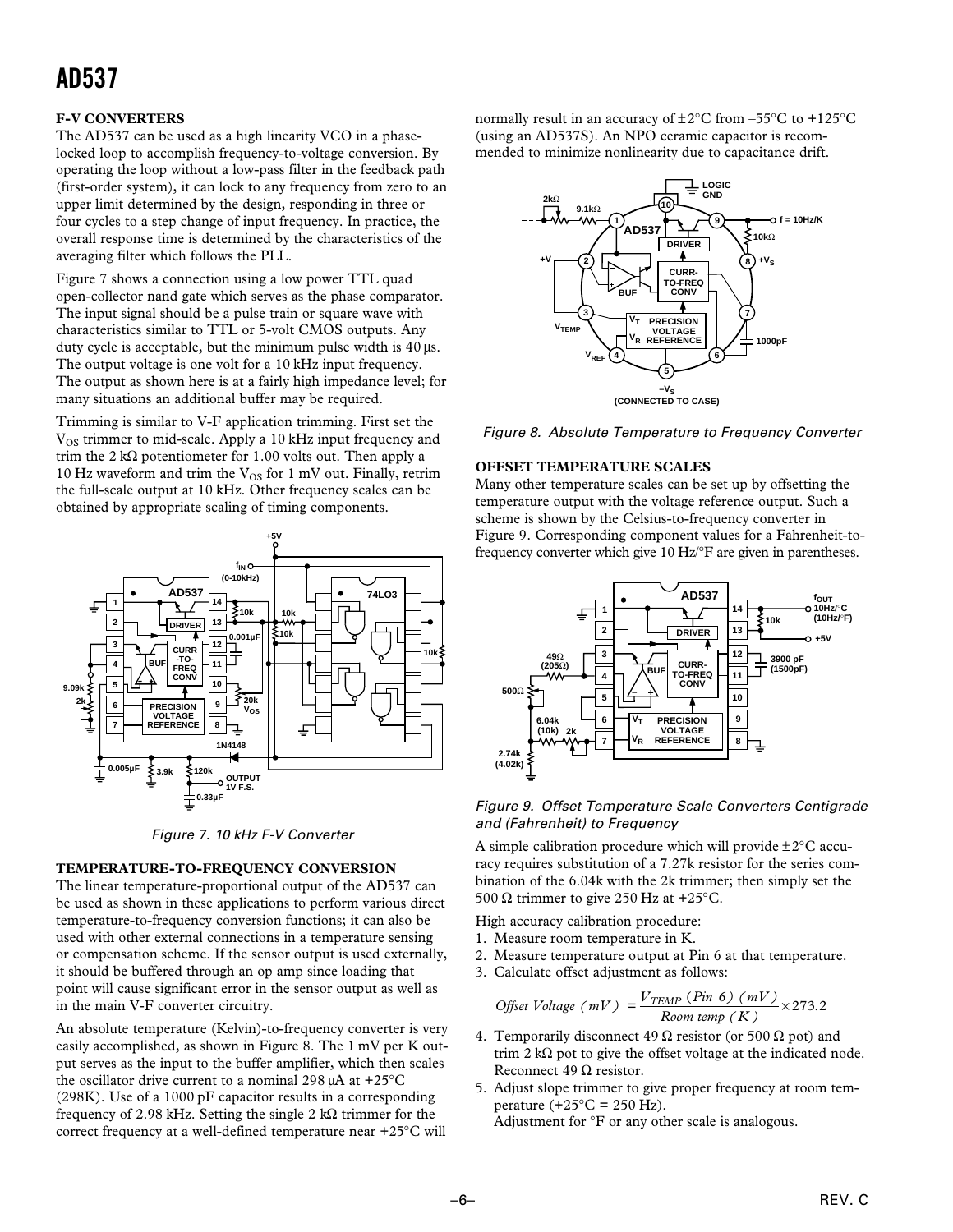### F-V CONVERTERS

The AD537 can be used as a high linearity VCO in a phase-locked loop to accomplish frequency-to-voltage conversion. By operating the loop without a low-pass filter in the feedback path (first-order system), it can lock to any frequency from zero to an upper limit determined by the design, responding in three or four cycles to a step change of input frequency. In practice, the overall response time is determined by the characteristics of the averaging filter which follows the PLL.

Figure 7 shows a connection using a low power TTL quad open-collector nand gate which serves as the phase comparator. The input signal should be a pulse train or square wave with characteristics similar to TTL or 5-volt CMOS outputs. Any duty cycle is acceptable, but the minimum pulse width is 40 µs. The output voltage is one volt for a 10 kHz input frequency. The output as shown here is at a fairly high impedance level; for many situations an additional buffer may be required.

Trimming is similar to V-F application trimming. First set the $V_{OS}$ trimmer to mid-scale. Apply a 10 kHz input frequency and trim the 2 kΩ potentiometer for 1.00 volts out. Then apply a 10 Hz waveform and trim the $V_{OS}$ for 1 mV out. Finally, retrim the full-scale output at 10 kHz. Other frequency scales can be obtained by appropriate scaling of timing components.

*Figure 7. 10 kHz F-V Converter*

### TEMPERATURE-TO-FREQUENCY CONVERSION

The linear temperature-proportional output of the AD537 can be used as shown in these applications to perform various direct temperature-to-frequency conversion functions; it can also be used with other external connections in a temperature sensing or compensation scheme. If the sensor output is used externally, it should be buffered through an op amp since loading that point will cause significant error in the sensor output as well as in the main V-F converter circuitry.

An absolute temperature (Kelvin)-to-frequency converter is very easily accomplished, as shown in Figure 8. The 1 mV per K output serves as the input to the buffer amplifier, which then scales the oscillator drive current to a nominal 298 µA at +25°C (298K). Use of a 1000 pF capacitor results in a corresponding frequency of 2.98 kHz. Setting the single 2 kΩ trimmer for the correct frequency at a well-defined temperature near +25°C will normally result in an accuracy of ±2°C from –55°C to +125°C (using an AD537S). An NPO ceramic capacitor is recommended to minimize nonlinearity due to capacitance drift.

*Figure 8. Absolute Temperature to Frequency Converter*

### OFFSET TEMPERATURE SCALES

Many other temperature scales can be set up by offsetting the temperature output with the voltage reference output. Such a scheme is shown by the Celsius-to-frequency converter in Figure 9. Corresponding component values for a Fahrenheit-to-frequency converter which give 10 Hz/°F are given in parentheses.

*Figure 9. Offset Temperature Scale Converters Centigrade and (Fahrenheit) to Frequency*

A simple calibration procedure which will provide ±2°C accuracy requires substitution of a 7.27k resistor for the series combination of the 6.04k with the 2k trimmer; then simply set the 500 Ω trimmer to give 250 Hz at +25°C.

High accuracy calibration procedure:

1. Measure room temperature in K.
2. Measure temperature output at Pin 6 at that temperature.
3. Calculate offset adjustment as follows:

$$\textit{Offset Voltage}\ (mV) = \frac{V_{TEMP}\ (Pin\ 6)\ (mV)}{Room\ temp\ (K)} \times 273.2$$

4. Temporarily disconnect 49 Ω resistor (or 500 Ω pot) and trim 2 kΩ pot to give the offset voltage at the indicated node. Reconnect 49 Ω resistor.
5. Adjust slope trimmer to give proper frequency at room temperature (+25°C = 250 Hz).
   Adjustment for °F or any other scale is analogous.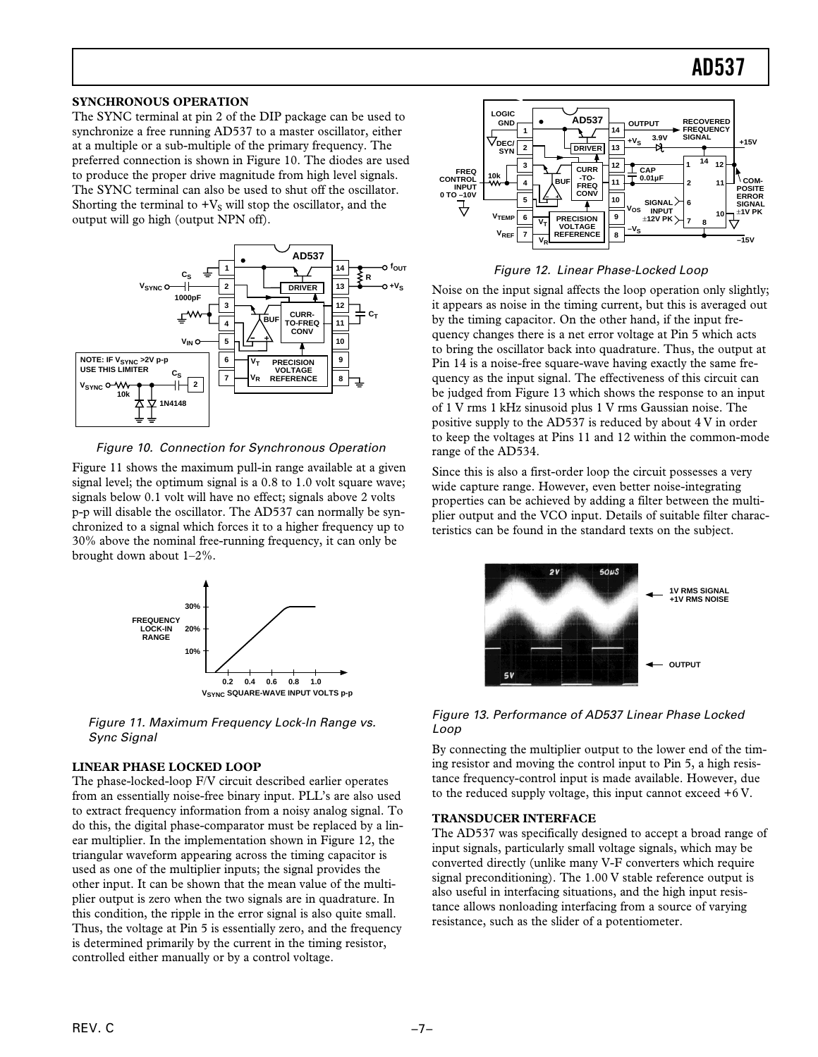## SYNCHRONOUS OPERATION

The SYNC terminal at pin 2 of the DIP package can be used to synchronize a free running AD537 to a master oscillator, either at a multiple or a sub-multiple of the primary frequency. The preferred connection is shown in Figure 10. The diodes are used to produce the proper drive magnitude from high level signals. The SYNC terminal can also be used to shut off the oscillator. Shorting the terminal to $+V_S$ will stop the oscillator, and the output will go high (output NPN off).

*Figure 10. Connection for Synchronous Operation*

Figure 11 shows the maximum pull-in range available at a given signal level; the optimum signal is a 0.8 to 1.0 volt square wave; signals below 0.1 volt will have no effect; signals above 2 volts p-p will disable the oscillator. The AD537 can normally be synchronized to a signal which forces it to a higher frequency up to 30% above the nominal free-running frequency, it can only be brought down about 1–2%.

*Figure 11. Maximum Frequency Lock-In Range vs. Sync Signal*

## LINEAR PHASE LOCKED LOOP

The phase-locked-loop F/V circuit described earlier operates from an essentially noise-free binary input. PLL's are also used to extract frequency information from a noisy analog signal. To do this, the digital phase-comparator must be replaced by a linear multiplier. In the implementation shown in Figure 12, the triangular waveform appearing across the timing capacitor is used as one of the multiplier inputs; the signal provides the other input. It can be shown that the mean value of the multiplier output is zero when the two signals are in quadrature. In this condition, the ripple in the error signal is also quite small. Thus, the voltage at Pin 5 is essentially zero, and the frequency is determined primarily by the current in the timing resistor, controlled either manually or by a control voltage.

*Figure 12. Linear Phase-Locked Loop*

Noise on the input signal affects the loop operation only slightly; it appears as noise in the timing current, but this is averaged out by the timing capacitor. On the other hand, if the input frequency changes there is a net error voltage at Pin 5 which acts to bring the oscillator back into quadrature. Thus, the output at Pin 14 is a noise-free square-wave having exactly the same frequency as the input signal. The effectiveness of this circuit can be judged from Figure 13 which shows the response to an input of 1 V rms 1 kHz sinusoid plus 1 V rms Gaussian noise. The positive supply to the AD537 is reduced by about 4 V in order to keep the voltages at Pins 11 and 12 within the common-mode range of the AD534.

Since this is also a first-order loop the circuit possesses a very wide capture range. However, even better noise-integrating properties can be achieved by adding a filter between the multiplier output and the VCO input. Details of suitable filter characteristics can be found in the standard texts on the subject.

*Figure 13. Performance of AD537 Linear Phase Locked Loop*

By connecting the multiplier output to the lower end of the timing resistor and moving the control input to Pin 5, a high resistance frequency-control input is made available. However, due to the reduced supply voltage, this input cannot exceed +6 V.

## TRANSDUCER INTERFACE

The AD537 was specifically designed to accept a broad range of input signals, particularly small voltage signals, which may be converted directly (unlike many V-F converters which require signal preconditioning). The 1.00 V stable reference output is also useful in interfacing situations, and the high input resistance allows nonloading interfacing from a source of varying resistance, such as the slider of a potentiometer.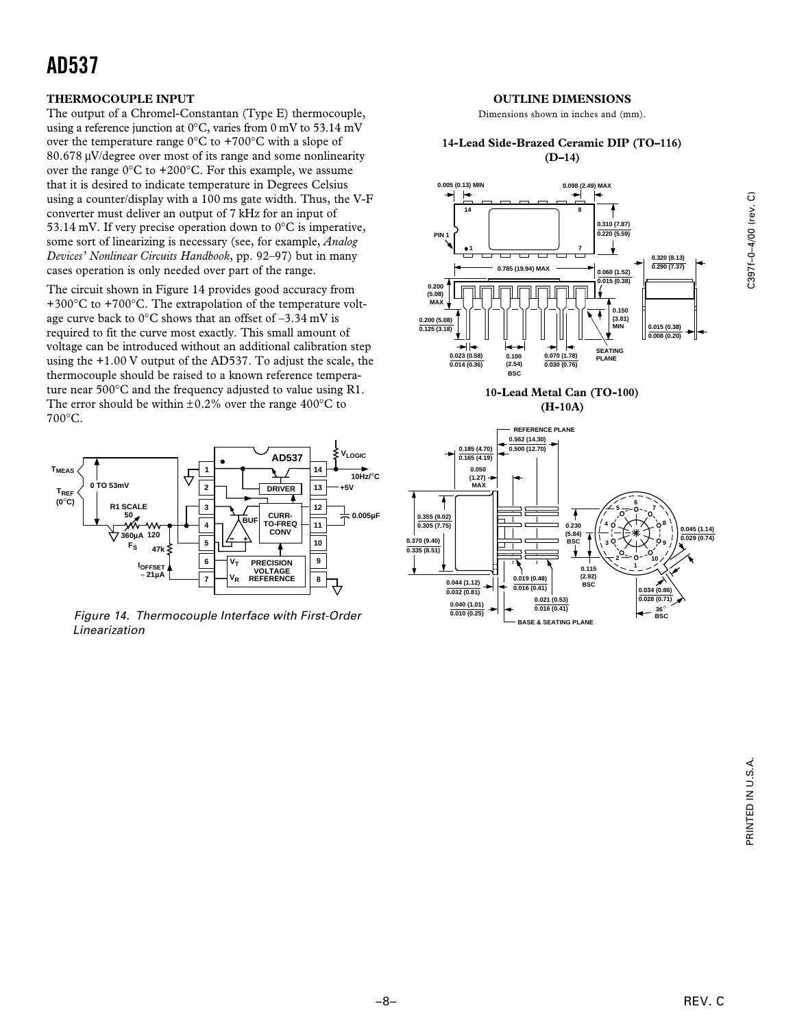## THERMOCOUPLE INPUT

The output of a Chromel-Constantan (Type E) thermocouple, using a reference junction at 0°C, varies from 0 mV to 53.14 mV over the temperature range 0°C to +700°C with a slope of 80.678 µV/degree over most of its range and some nonlinearity over the range 0°C to +200°C. For this example, we assume that it is desired to indicate temperature in Degrees Celsius using a counter/display with a 100 ms gate width. Thus, the V-F converter must deliver an output of 7 kHz for an input of 53.14 mV. If very precise operation down to 0°C is imperative, some sort of linearizing is necessary (see, for example, *Analog Devices' Nonlinear Circuits Handbook*, pp. 92–97) but in many cases operation is only needed over part of the range.

The circuit shown in Figure 14 provides good accuracy from +300°C to +700°C. The extrapolation of the temperature voltage curve back to 0°C shows that an offset of –3.34 mV is required to fit the curve most exactly. This small amount of voltage can be introduced without an additional calibration step using the +1.00 V output of the AD537. To adjust the scale, the thermocouple should be raised to a known reference temperature near 500°C and the frequency adjusted to value using R1. The error should be within ±0.2% over the range 400°C to 700°C.

$T_{MEAS}$
0 TO 53mV
$T_{REF}$ (0°C)
R1 SCALE 50
360µA 120
$F_S$
47k
$I_{OFFSET}$ ≈ 21µA
AD537
DRIVER
BUF
CURR-TO-FREQ CONV
$V_T$ $V_R$ PRECISION VOLTAGE REFERENCE
$V_{LOGIC}$
10Hz/°C
+5V
0.005µF

*Figure 14. Thermocouple Interface with First-Order Linearization*

## OUTLINE DIMENSIONS

Dimensions shown in inches and (mm).

### 14-Lead Side-Brazed Ceramic DIP (TO–116) (D–14)

0.005 (0.13) MIN
0.098 (2.49) MAX
PIN 1
0.310 (7.87) / 0.220 (5.59)
0.320 (8.13) / 0.290 (7.37)
0.785 (19.94) MAX
0.060 (1.52) / 0.015 (0.38)
0.200 (5.08) MAX
0.200 (5.08) / 0.125 (3.18)
0.150 (3.81) MIN
0.015 (0.38) / 0.008 (0.20)
0.023 (0.58) / 0.014 (0.36)
0.100 (2.54) BSC
0.070 (1.78) / 0.030 (0.76)
SEATING PLANE

### 10-Lead Metal Can (TO-100) (H-10A)

REFERENCE PLANE
0.562 (14.30) / 0.500 (12.70)
0.185 (4.70) / 0.165 (4.19)
0.050 (1.27) MAX
0.355 (9.02) / 0.305 (7.75)
0.370 (9.40) / 0.335 (8.51)
0.230 (5.84) BSC
0.045 (1.14) / 0.029 (0.74)
0.115 (2.92) BSC
0.044 (1.12) / 0.032 (0.81)
0.019 (0.48) / 0.016 (0.41)
0.040 (1.01) / 0.010 (0.25)
0.021 (0.53) / 0.016 (0.41)
0.034 (0.86) / 0.028 (0.71)
36° BSC
BASE & SEATING PLANE

C397f–0–4/00 (rev. C)

PRINTED IN U.S.A.